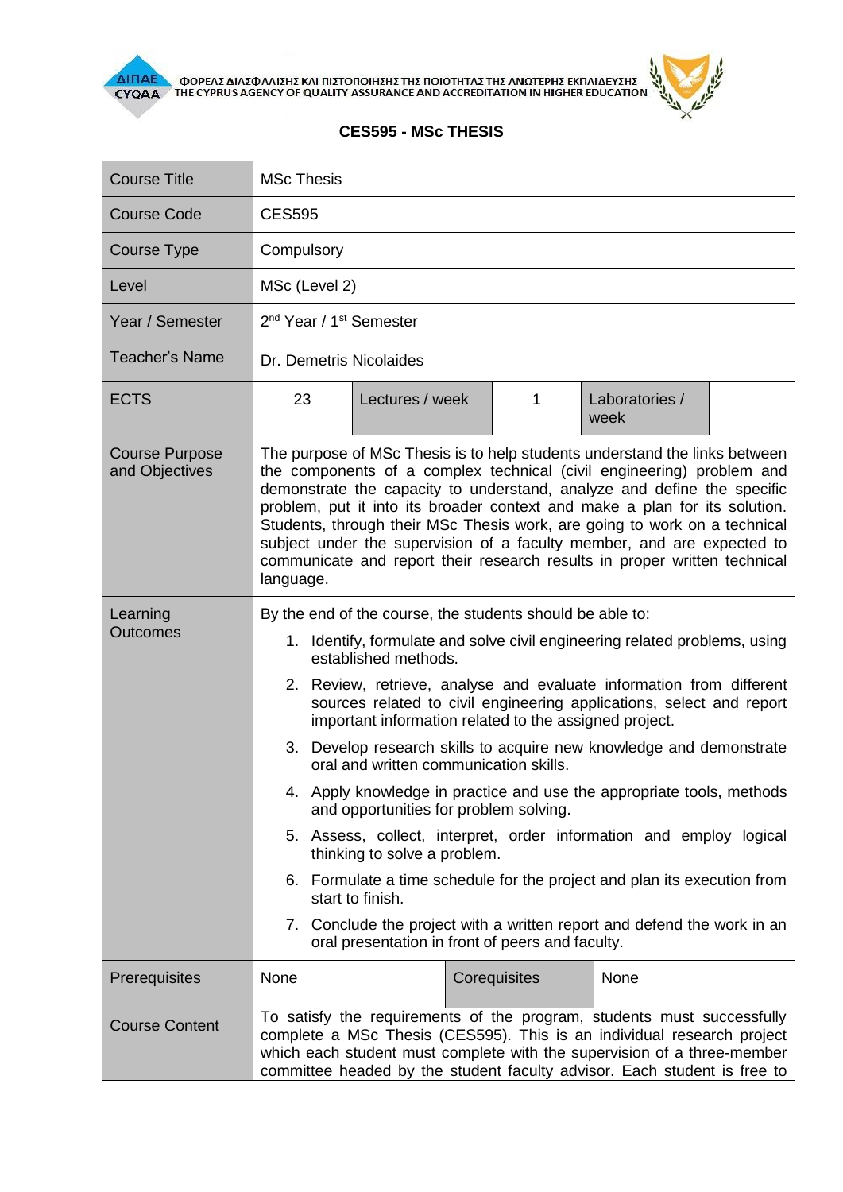ΦΟΡΕΑΣ ΔΙΑΣΦΑΛΙΣΗΣ ΚΑΙ ΠΙΣΤΟΠΟΙΗΣΗΣ ΤΗΣ ΠΟΙΟΤΗΤΑΣ ΤΗΣ ΑΝΩΤΕΡΗΣ ΕΚΠΑΙΔΕΥΣΗΣ
THE CYPRUS AGENCY OF QUALITY ASSURANCE AND ACCREDITATION IN HIGHER EDUCATION

## CES595 - MSc THESIS

| Course Title | MSc Thesis | | | | |
|---|---|---|---|---|---|
| Course Code | CES595 | | | | |
| Course Type | Compulsory | | | | |
| Level | MSc (Level 2) | | | | |
| Year / Semester | 2nd Year / 1st Semester | | | | |
| Teacher's Name | Dr. Demetris Nicolaides | | | | |
| ECTS | 23 | Lectures / week | 1 | Laboratories / week | |
| Course Purpose and Objectives | The purpose of MSc Thesis is to help students understand the links between the components of a complex technical (civil engineering) problem and demonstrate the capacity to understand, analyze and define the specific problem, put it into its broader context and make a plan for its solution. Students, through their MSc Thesis work, are going to work on a technical subject under the supervision of a faculty member, and are expected to communicate and report their research results in proper written technical language. | | | | |
| Learning Outcomes | By the end of the course, the students should be able to:<br>1. Identify, formulate and solve civil engineering related problems, using established methods.<br>2. Review, retrieve, analyse and evaluate information from different sources related to civil engineering applications, select and report important information related to the assigned project.<br>3. Develop research skills to acquire new knowledge and demonstrate oral and written communication skills.<br>4. Apply knowledge in practice and use the appropriate tools, methods and opportunities for problem solving.<br>5. Assess, collect, interpret, order information and employ logical thinking to solve a problem.<br>6. Formulate a time schedule for the project and plan its execution from start to finish.<br>7. Conclude the project with a written report and defend the work in an oral presentation in front of peers and faculty. | | | | |
| Prerequisites | None | | Corequisites | None | |
| Course Content | To satisfy the requirements of the program, students must successfully complete a MSc Thesis (CES595). This is an individual research project which each student must complete with the supervision of a three-member committee headed by the student faculty advisor. Each student is free to | | | | |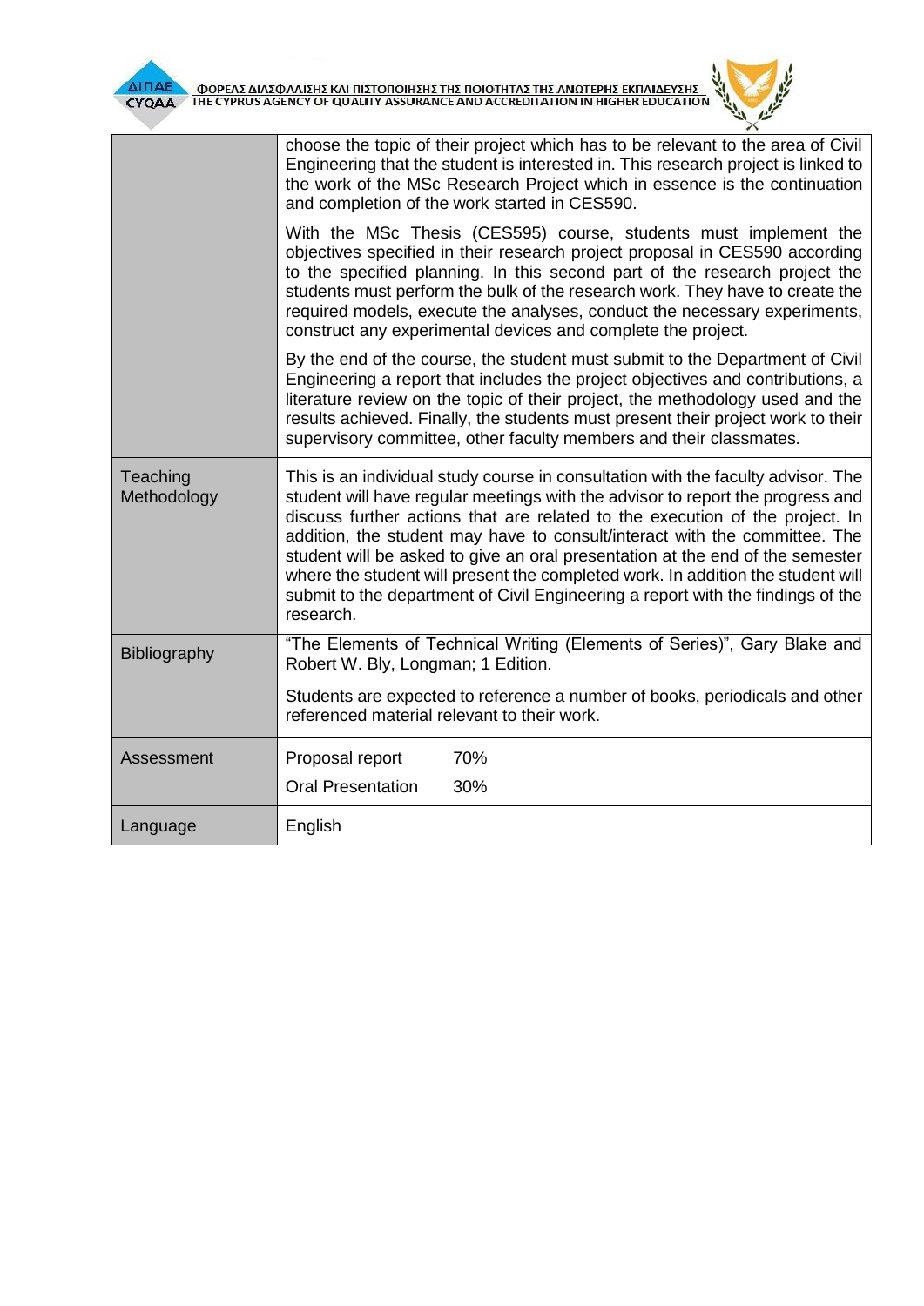| | |
|---|---|
| | choose the topic of their project which has to be relevant to the area of Civil Engineering that the student is interested in. This research project is linked to the work of the MSc Research Project which in essence is the continuation and completion of the work started in CES590.<br><br>With the MSc Thesis (CES595) course, students must implement the objectives specified in their research project proposal in CES590 according to the specified planning. In this second part of the research project the students must perform the bulk of the research work. They have to create the required models, execute the analyses, conduct the necessary experiments, construct any experimental devices and complete the project.<br><br>By the end of the course, the student must submit to the Department of Civil Engineering a report that includes the project objectives and contributions, a literature review on the topic of their project, the methodology used and the results achieved. Finally, the students must present their project work to their supervisory committee, other faculty members and their classmates. |
| Teaching Methodology | This is an individual study course in consultation with the faculty advisor. The student will have regular meetings with the advisor to report the progress and discuss further actions that are related to the execution of the project. In addition, the student may have to consult/interact with the committee. The student will be asked to give an oral presentation at the end of the semester where the student will present the completed work. In addition the student will submit to the department of Civil Engineering a report with the findings of the research. |
| Bibliography | "The Elements of Technical Writing (Elements of Series)", Gary Blake and Robert W. Bly, Longman; 1 Edition.<br><br>Students are expected to reference a number of books, periodicals and other referenced material relevant to their work. |
| Assessment | Proposal report 70%<br>Oral Presentation 30% |
| Language | English |